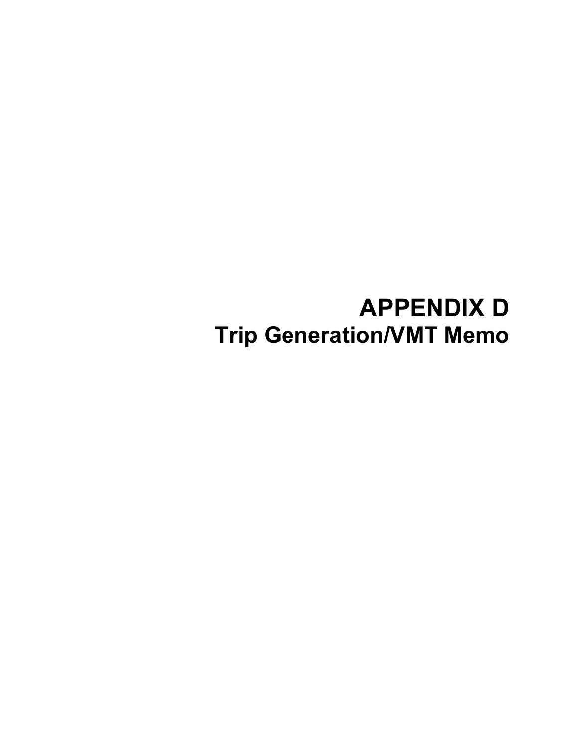# APPENDIX D

## Trip Generation/VMT Memo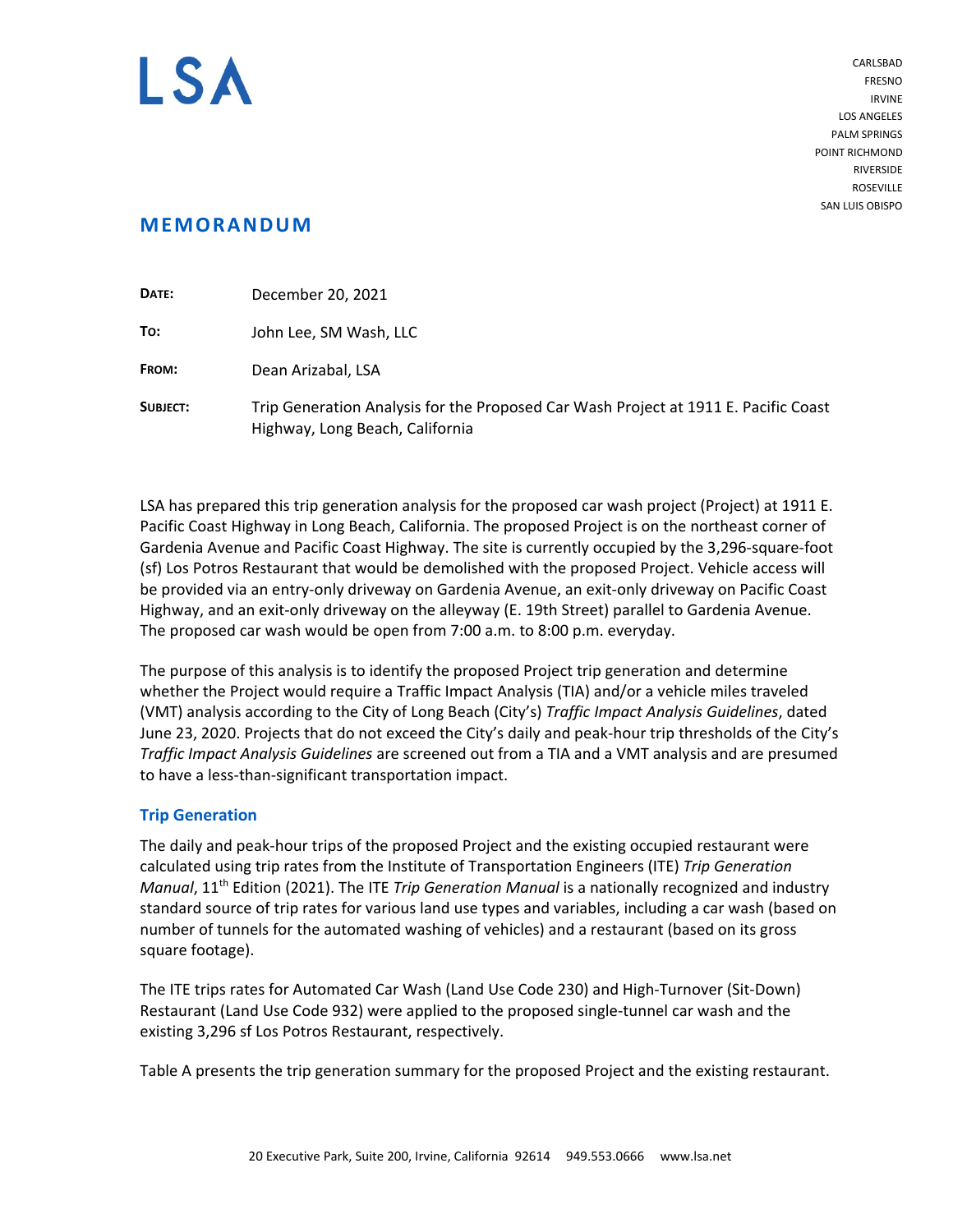# MEMORANDUM

**DATE:** December 20, 2021

**TO:** John Lee, SM Wash, LLC

**FROM:** Dean Arizabal, LSA

**SUBJECT:** Trip Generation Analysis for the Proposed Car Wash Project at 1911 E. Pacific Coast Highway, Long Beach, California

LSA has prepared this trip generation analysis for the proposed car wash project (Project) at 1911 E. Pacific Coast Highway in Long Beach, California. The proposed Project is on the northeast corner of Gardenia Avenue and Pacific Coast Highway. The site is currently occupied by the 3,296-square-foot (sf) Los Potros Restaurant that would be demolished with the proposed Project. Vehicle access will be provided via an entry-only driveway on Gardenia Avenue, an exit-only driveway on Pacific Coast Highway, and an exit-only driveway on the alleyway (E. 19th Street) parallel to Gardenia Avenue. The proposed car wash would be open from 7:00 a.m. to 8:00 p.m. everyday.

The purpose of this analysis is to identify the proposed Project trip generation and determine whether the Project would require a Traffic Impact Analysis (TIA) and/or a vehicle miles traveled (VMT) analysis according to the City of Long Beach (City's) *Traffic Impact Analysis Guidelines*, dated June 23, 2020. Projects that do not exceed the City's daily and peak-hour trip thresholds of the City's *Traffic Impact Analysis Guidelines* are screened out from a TIA and a VMT analysis and are presumed to have a less-than-significant transportation impact.

## Trip Generation

The daily and peak-hour trips of the proposed Project and the existing occupied restaurant were calculated using trip rates from the Institute of Transportation Engineers (ITE) *Trip Generation Manual*, 11th Edition (2021). The ITE *Trip Generation Manual* is a nationally recognized and industry standard source of trip rates for various land use types and variables, including a car wash (based on number of tunnels for the automated washing of vehicles) and a restaurant (based on its gross square footage).

The ITE trips rates for Automated Car Wash (Land Use Code 230) and High-Turnover (Sit-Down) Restaurant (Land Use Code 932) were applied to the proposed single-tunnel car wash and the existing 3,296 sf Los Potros Restaurant, respectively.

Table A presents the trip generation summary for the proposed Project and the existing restaurant.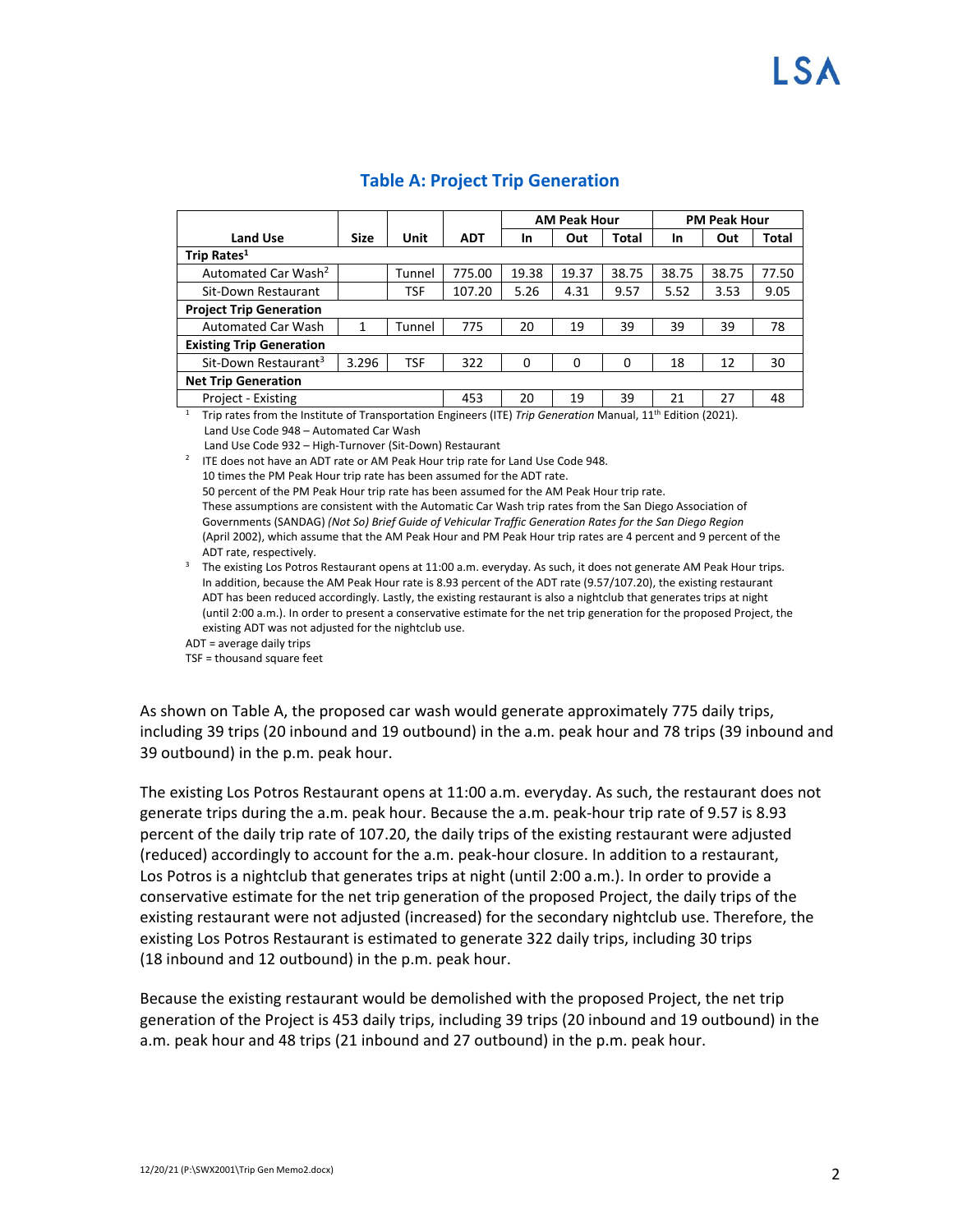## Table A: Project Trip Generation

| Land Use | Size | Unit | ADT | AM Peak Hour | | | PM Peak Hour | | |
|---|---|---|---|---|---|---|---|---|---|
| | | | | In | Out | Total | In | Out | Total |
| **Trip Rates**[1] | | | | | | | | | |
| Automated Car Wash[2] | | Tunnel | 775.00 | 19.38 | 19.37 | 38.75 | 38.75 | 38.75 | 77.50 |
| Sit-Down Restaurant | | TSF | 107.20 | 5.26 | 4.31 | 9.57 | 5.52 | 3.53 | 9.05 |
| **Project Trip Generation** | | | | | | | | | |
| Automated Car Wash | 1 | Tunnel | 775 | 20 | 19 | 39 | 39 | 39 | 78 |
| **Existing Trip Generation** | | | | | | | | | |
| Sit-Down Restaurant[3] | 3.296 | TSF | 322 | 0 | 0 | 0 | 18 | 12 | 30 |
| **Net Trip Generation** | | | | | | | | | |
| Project - Existing | | | 453 | 20 | 19 | 39 | 21 | 27 | 48 |

[1] Trip rates from the Institute of Transportation Engineers (ITE) *Trip Generation* Manual, 11th Edition (2021).
Land Use Code 948 – Automated Car Wash
Land Use Code 932 – High-Turnover (Sit-Down) Restaurant

[2] ITE does not have an ADT rate or AM Peak Hour trip rate for Land Use Code 948.
10 times the PM Peak Hour trip rate has been assumed for the ADT rate.
50 percent of the PM Peak Hour trip rate has been assumed for the AM Peak Hour trip rate.
These assumptions are consistent with the Automatic Car Wash trip rates from the San Diego Association of Governments (SANDAG) *(Not So) Brief Guide of Vehicular Traffic Generation Rates for the San Diego Region* (April 2002), which assume that the AM Peak Hour and PM Peak Hour trip rates are 4 percent and 9 percent of the ADT rate, respectively.

[3] The existing Los Potros Restaurant opens at 11:00 a.m. everyday. As such, it does not generate AM Peak Hour trips. In addition, because the AM Peak Hour rate is 8.93 percent of the ADT rate (9.57/107.20), the existing restaurant ADT has been reduced accordingly. Lastly, the existing restaurant is also a nightclub that generates trips at night (until 2:00 a.m.). In order to present a conservative estimate for the net trip generation for the proposed Project, the existing ADT was not adjusted for the nightclub use.

ADT = average daily trips
TSF = thousand square feet

As shown on Table A, the proposed car wash would generate approximately 775 daily trips, including 39 trips (20 inbound and 19 outbound) in the a.m. peak hour and 78 trips (39 inbound and 39 outbound) in the p.m. peak hour.

The existing Los Potros Restaurant opens at 11:00 a.m. everyday. As such, the restaurant does not generate trips during the a.m. peak hour. Because the a.m. peak-hour trip rate of 9.57 is 8.93 percent of the daily trip rate of 107.20, the daily trips of the existing restaurant were adjusted (reduced) accordingly to account for the a.m. peak-hour closure. In addition to a restaurant, Los Potros is a nightclub that generates trips at night (until 2:00 a.m.). In order to provide a conservative estimate for the net trip generation of the proposed Project, the daily trips of the existing restaurant were not adjusted (increased) for the secondary nightclub use. Therefore, the existing Los Potros Restaurant is estimated to generate 322 daily trips, including 30 trips (18 inbound and 12 outbound) in the p.m. peak hour.

Because the existing restaurant would be demolished with the proposed Project, the net trip generation of the Project is 453 daily trips, including 39 trips (20 inbound and 19 outbound) in the a.m. peak hour and 48 trips (21 inbound and 27 outbound) in the p.m. peak hour.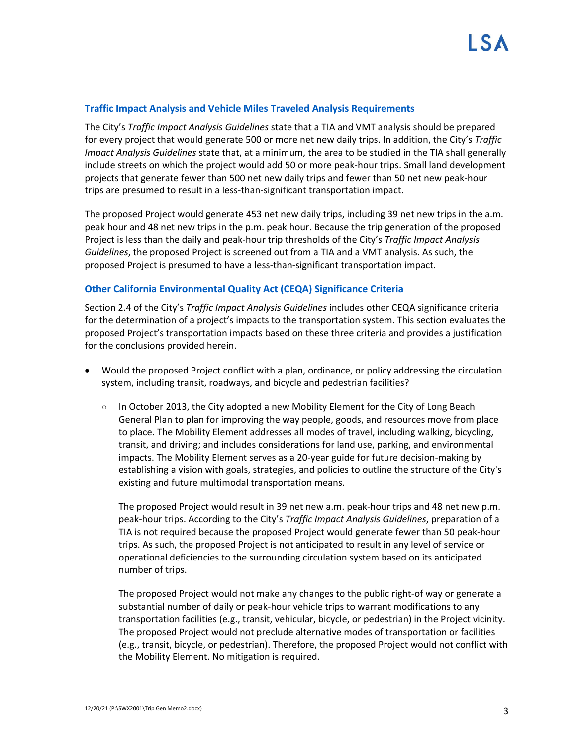### Traffic Impact Analysis and Vehicle Miles Traveled Analysis Requirements

The City's *Traffic Impact Analysis Guidelines* state that a TIA and VMT analysis should be prepared for every project that would generate 500 or more net new daily trips. In addition, the City's *Traffic Impact Analysis Guidelines* state that, at a minimum, the area to be studied in the TIA shall generally include streets on which the project would add 50 or more peak-hour trips. Small land development projects that generate fewer than 500 net new daily trips and fewer than 50 net new peak-hour trips are presumed to result in a less-than-significant transportation impact.

The proposed Project would generate 453 net new daily trips, including 39 net new trips in the a.m. peak hour and 48 net new trips in the p.m. peak hour. Because the trip generation of the proposed Project is less than the daily and peak-hour trip thresholds of the City's *Traffic Impact Analysis Guidelines*, the proposed Project is screened out from a TIA and a VMT analysis. As such, the proposed Project is presumed to have a less-than-significant transportation impact.

### Other California Environmental Quality Act (CEQA) Significance Criteria

Section 2.4 of the City's *Traffic Impact Analysis Guidelines* includes other CEQA significance criteria for the determination of a project's impacts to the transportation system. This section evaluates the proposed Project's transportation impacts based on these three criteria and provides a justification for the conclusions provided herein.

- Would the proposed Project conflict with a plan, ordinance, or policy addressing the circulation system, including transit, roadways, and bicycle and pedestrian facilities?
  - In October 2013, the City adopted a new Mobility Element for the City of Long Beach General Plan to plan for improving the way people, goods, and resources move from place to place. The Mobility Element addresses all modes of travel, including walking, bicycling, transit, and driving; and includes considerations for land use, parking, and environmental impacts. The Mobility Element serves as a 20-year guide for future decision-making by establishing a vision with goals, strategies, and policies to outline the structure of the City's existing and future multimodal transportation means.

    The proposed Project would result in 39 net new a.m. peak-hour trips and 48 net new p.m. peak-hour trips. According to the City's *Traffic Impact Analysis Guidelines*, preparation of a TIA is not required because the proposed Project would generate fewer than 50 peak-hour trips. As such, the proposed Project is not anticipated to result in any level of service or operational deficiencies to the surrounding circulation system based on its anticipated number of trips.

    The proposed Project would not make any changes to the public right-of way or generate a substantial number of daily or peak-hour vehicle trips to warrant modifications to any transportation facilities (e.g., transit, vehicular, bicycle, or pedestrian) in the Project vicinity. The proposed Project would not preclude alternative modes of transportation or facilities (e.g., transit, bicycle, or pedestrian). Therefore, the proposed Project would not conflict with the Mobility Element. No mitigation is required.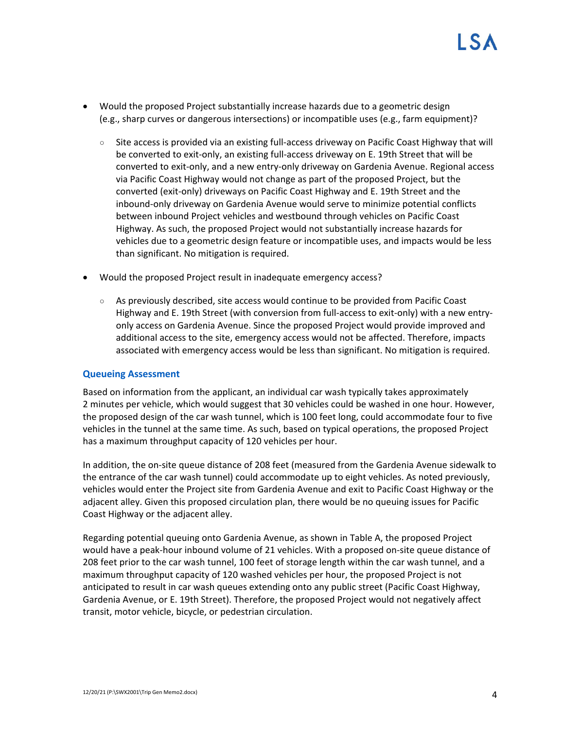- Would the proposed Project substantially increase hazards due to a geometric design (e.g., sharp curves or dangerous intersections) or incompatible uses (e.g., farm equipment)?
  - Site access is provided via an existing full-access driveway on Pacific Coast Highway that will be converted to exit-only, an existing full-access driveway on E. 19th Street that will be converted to exit-only, and a new entry-only driveway on Gardenia Avenue. Regional access via Pacific Coast Highway would not change as part of the proposed Project, but the converted (exit-only) driveways on Pacific Coast Highway and E. 19th Street and the inbound-only driveway on Gardenia Avenue would serve to minimize potential conflicts between inbound Project vehicles and westbound through vehicles on Pacific Coast Highway. As such, the proposed Project would not substantially increase hazards for vehicles due to a geometric design feature or incompatible uses, and impacts would be less than significant. No mitigation is required.
- Would the proposed Project result in inadequate emergency access?
  - As previously described, site access would continue to be provided from Pacific Coast Highway and E. 19th Street (with conversion from full-access to exit-only) with a new entry-only access on Gardenia Avenue. Since the proposed Project would provide improved and additional access to the site, emergency access would not be affected. Therefore, impacts associated with emergency access would be less than significant. No mitigation is required.

### Queueing Assessment

Based on information from the applicant, an individual car wash typically takes approximately 2 minutes per vehicle, which would suggest that 30 vehicles could be washed in one hour. However, the proposed design of the car wash tunnel, which is 100 feet long, could accommodate four to five vehicles in the tunnel at the same time. As such, based on typical operations, the proposed Project has a maximum throughput capacity of 120 vehicles per hour.

In addition, the on-site queue distance of 208 feet (measured from the Gardenia Avenue sidewalk to the entrance of the car wash tunnel) could accommodate up to eight vehicles. As noted previously, vehicles would enter the Project site from Gardenia Avenue and exit to Pacific Coast Highway or the adjacent alley. Given this proposed circulation plan, there would be no queuing issues for Pacific Coast Highway or the adjacent alley.

Regarding potential queuing onto Gardenia Avenue, as shown in Table A, the proposed Project would have a peak-hour inbound volume of 21 vehicles. With a proposed on-site queue distance of 208 feet prior to the car wash tunnel, 100 feet of storage length within the car wash tunnel, and a maximum throughput capacity of 120 washed vehicles per hour, the proposed Project is not anticipated to result in car wash queues extending onto any public street (Pacific Coast Highway, Gardenia Avenue, or E. 19th Street). Therefore, the proposed Project would not negatively affect transit, motor vehicle, bicycle, or pedestrian circulation.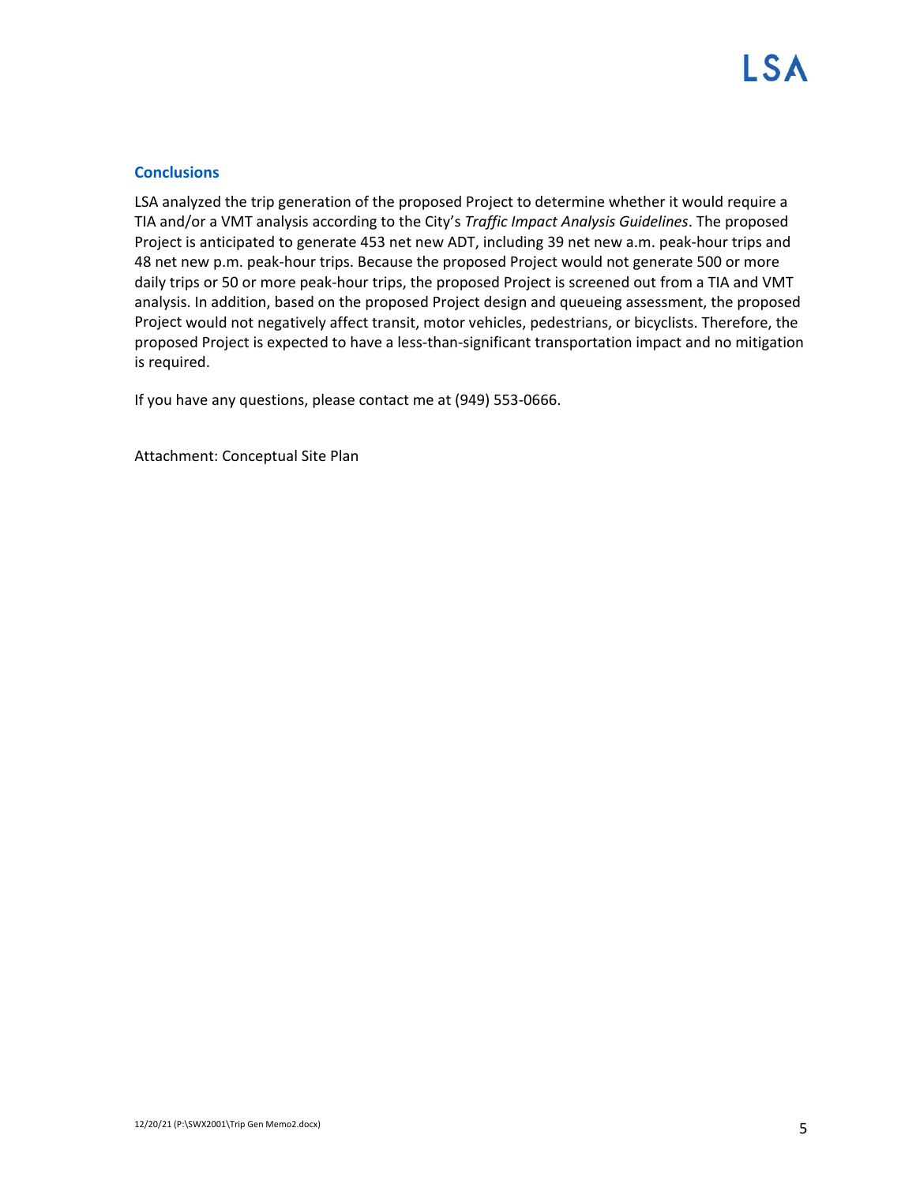## Conclusions

LSA analyzed the trip generation of the proposed Project to determine whether it would require a TIA and/or a VMT analysis according to the City's *Traffic Impact Analysis Guidelines*. The proposed Project is anticipated to generate 453 net new ADT, including 39 net new a.m. peak-hour trips and 48 net new p.m. peak-hour trips. Because the proposed Project would not generate 500 or more daily trips or 50 or more peak-hour trips, the proposed Project is screened out from a TIA and VMT analysis. In addition, based on the proposed Project design and queueing assessment, the proposed Project would not negatively affect transit, motor vehicles, pedestrians, or bicyclists. Therefore, the proposed Project is expected to have a less-than-significant transportation impact and no mitigation is required.

If you have any questions, please contact me at (949) 553-0666.

Attachment: Conceptual Site Plan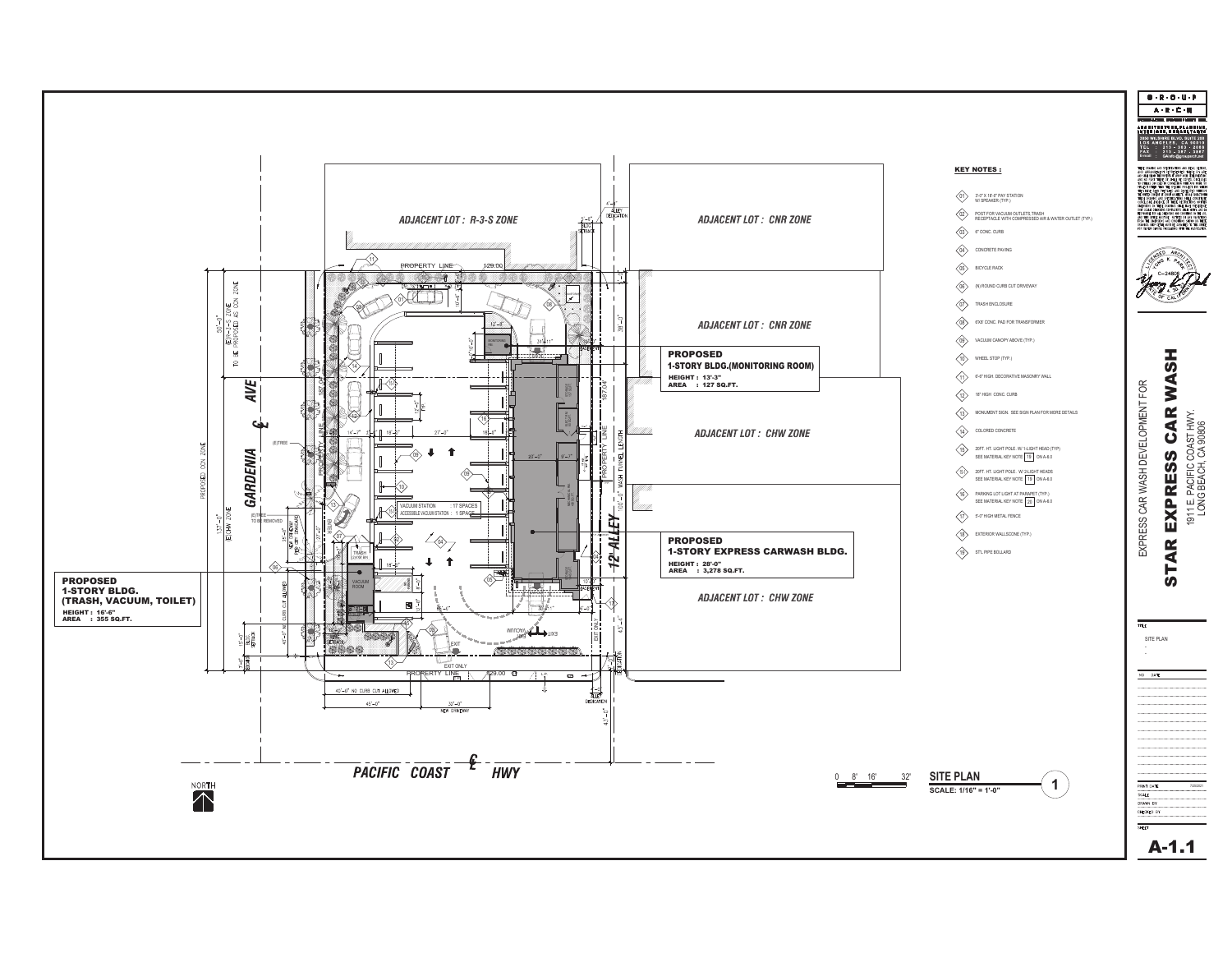# SITE PLAN

SCALE: 1/16" = 1'-0"

0 8' 16' 32'

ADJACENT LOT : R-3-S ZONE

ADJACENT LOT : CNR ZONE

ADJACENT LOT : CNR ZONE

ADJACENT LOT : CHW ZONE

ADJACENT LOT : CHW ZONE

**PROPOSED**
**1-STORY BLDG.(MONITORING ROOM)**
HEIGHT : 13'-3"
AREA : 127 SQ.FT.

**PROPOSED**
**1-STORY EXPRESS CARWASH BLDG.**
HEIGHT : 28'-0"
AREA : 3,278 SQ.FT.

**PROPOSED**
**1-STORY BLDG.**
**(TRASH, VACUUM, TOILET)**
HEIGHT : 16'-6"
AREA : 355 SQ.FT.

GARDENIA AVE

12' ALLEY

PACIFIC COAST HWY

PROPERTY LINE 129.00

VACUUM STATION : 17 SPACES
ACCESSIBLE VACUUM STATION : 1 SPACE

40'-0" NO CURB CUT ALLOWED

30'-0" NEW DRIVEWAY

EXIT ONLY

NORTH

## KEY NOTES :

01. 3'-0" X 18'-0" PAY STATION W/ SPEAKER (TYP.)
02. POST FOR VACUUM OUTLETS, TRASH RECEPTACLE WITH COMPRESSED AIR & WATER OUTLET (TYP.)
03. 6" CONC. CURB
04. CONCRETE PAVING
05. BICYCLE RACK
06. (N) ROUND CURB CUT DRIVEWAY
07. TRASH ENCLOSURE
08. 6'X8' CONC. PAD FOR TRANSFORMER
09. VACUUM CANOPY ABOVE (TYP.)
10. WHEEL STOP (TYP.)
11. 6'-8" HIGH. DECORATIVE MASONRY WALL
12. 18" HIGH CONC. CURB
13. MONUMENT SIGN. SEE SIGN PLAN FOR MORE DETAILS
14. COLORED CONCRETE
15. 20FT. HT. LIGHT POLE. W/ 1-LIGHT HEAD (TYP) SEE MATERIAL KEY NOTE 19 ON A-6.0
15. 20FT. HT. LIGHT POLE. W/ 2-LIGHT HEADS SEE MATERIAL KEY NOTE 19 ON A-6.0
16. PARKING LOT LIGHT AT PARAPET (TYP.) SEE MATERIAL KEY NOTE 20 ON A-6.0
17. 5'-0" HIGH METAL FENCE
18. EXTERIOR WALLSCONE (TYP.)
19. STL PIPE BOLLARD

EXPRESS CAR WASH DEVELOPMENT FOR
**STAR EXPRESS CAR WASH**
1911 E. PACIFIC COAST HWY.
LONG BEACH, CA 90806

GROUP ARCH

SITE PLAN

A-1.1